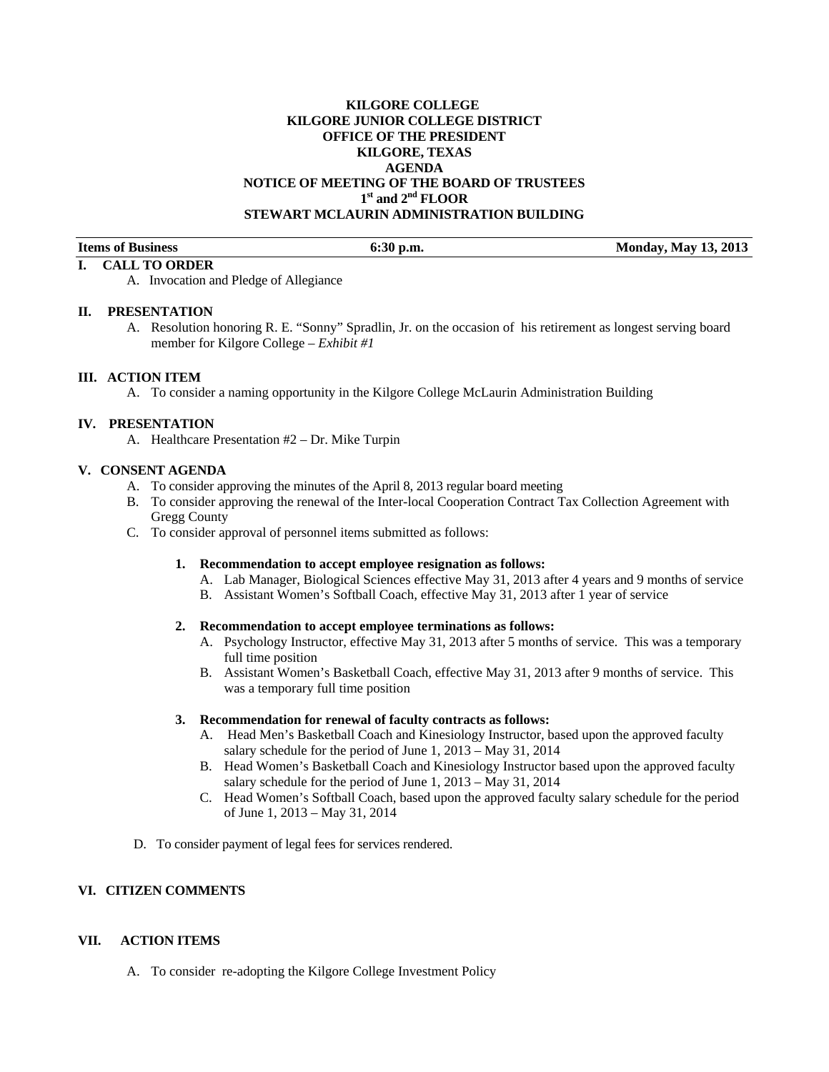**KILGORE COLLEGE**
**KILGORE JUNIOR COLLEGE DISTRICT**
**OFFICE OF THE PRESIDENT**
**KILGORE, TEXAS**
**AGENDA**
**NOTICE OF MEETING OF THE BOARD OF TRUSTEES**
**1st and 2nd FLOOR**
**STEWART MCLAURIN ADMINISTRATION BUILDING**

| **Items of Business** | **6:30 p.m.** | **Monday, May 13, 2013** |
|---|---|---|

## I. CALL TO ORDER

A. Invocation and Pledge of Allegiance

## II. PRESENTATION

A. Resolution honoring R. E. "Sonny" Spradlin, Jr. on the occasion of his retirement as longest serving board member for Kilgore College – *Exhibit #1*

## III. ACTION ITEM

A. To consider a naming opportunity in the Kilgore College McLaurin Administration Building

## IV. PRESENTATION

A. Healthcare Presentation #2 – Dr. Mike Turpin

## V. CONSENT AGENDA

A. To consider approving the minutes of the April 8, 2013 regular board meeting

B. To consider approving the renewal of the Inter-local Cooperation Contract Tax Collection Agreement with Gregg County

C. To consider approval of personnel items submitted as follows:

**1. Recommendation to accept employee resignation as follows:**

A. Lab Manager, Biological Sciences effective May 31, 2013 after 4 years and 9 months of service

B. Assistant Women's Softball Coach, effective May 31, 2013 after 1 year of service

**2. Recommendation to accept employee terminations as follows:**

A. Psychology Instructor, effective May 31, 2013 after 5 months of service. This was a temporary full time position

B. Assistant Women's Basketball Coach, effective May 31, 2013 after 9 months of service. This was a temporary full time position

**3. Recommendation for renewal of faculty contracts as follows:**

A. Head Men's Basketball Coach and Kinesiology Instructor, based upon the approved faculty salary schedule for the period of June 1, 2013 – May 31, 2014

B. Head Women's Basketball Coach and Kinesiology Instructor based upon the approved faculty salary schedule for the period of June 1, 2013 – May 31, 2014

C. Head Women's Softball Coach, based upon the approved faculty salary schedule for the period of June 1, 2013 – May 31, 2014

D. To consider payment of legal fees for services rendered.

## VI. CITIZEN COMMENTS

## VII. ACTION ITEMS

A. To consider re-adopting the Kilgore College Investment Policy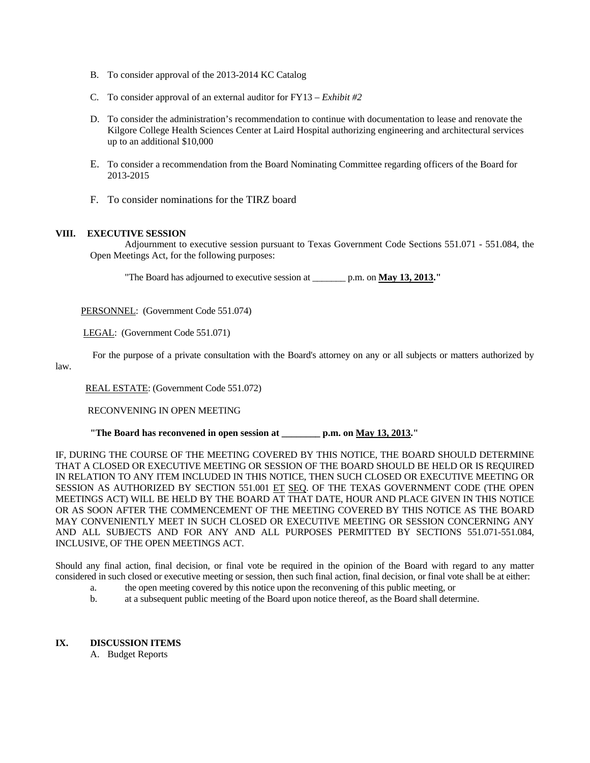B. To consider approval of the 2013-2014 KC Catalog

C. To consider approval of an external auditor for FY13 – *Exhibit #2*

D. To consider the administration's recommendation to continue with documentation to lease and renovate the Kilgore College Health Sciences Center at Laird Hospital authorizing engineering and architectural services up to an additional $10,000

E. To consider a recommendation from the Board Nominating Committee regarding officers of the Board for 2013-2015

F. To consider nominations for the TIRZ board

## VIII. EXECUTIVE SESSION

Adjournment to executive session pursuant to Texas Government Code Sections 551.071 - 551.084, the Open Meetings Act, for the following purposes:

"The Board has adjourned to executive session at _______ p.m. on **May 13, 2013**."

PERSONNEL: (Government Code 551.074)

LEGAL: (Government Code 551.071)

For the purpose of a private consultation with the Board's attorney on any or all subjects or matters authorized by law.

REAL ESTATE: (Government Code 551.072)

RECONVENING IN OPEN MEETING

**"The Board has reconvened in open session at ________ p.m. on May 13, 2013."**

IF, DURING THE COURSE OF THE MEETING COVERED BY THIS NOTICE, THE BOARD SHOULD DETERMINE THAT A CLOSED OR EXECUTIVE MEETING OR SESSION OF THE BOARD SHOULD BE HELD OR IS REQUIRED IN RELATION TO ANY ITEM INCLUDED IN THIS NOTICE, THEN SUCH CLOSED OR EXECUTIVE MEETING OR SESSION AS AUTHORIZED BY SECTION 551.001 ET SEQ. OF THE TEXAS GOVERNMENT CODE (THE OPEN MEETINGS ACT) WILL BE HELD BY THE BOARD AT THAT DATE, HOUR AND PLACE GIVEN IN THIS NOTICE OR AS SOON AFTER THE COMMENCEMENT OF THE MEETING COVERED BY THIS NOTICE AS THE BOARD MAY CONVENIENTLY MEET IN SUCH CLOSED OR EXECUTIVE MEETING OR SESSION CONCERNING ANY AND ALL SUBJECTS AND FOR ANY AND ALL PURPOSES PERMITTED BY SECTIONS 551.071-551.084, INCLUSIVE, OF THE OPEN MEETINGS ACT.

Should any final action, final decision, or final vote be required in the opinion of the Board with regard to any matter considered in such closed or executive meeting or session, then such final action, final decision, or final vote shall be at either:

a. the open meeting covered by this notice upon the reconvening of this public meeting, or
b. at a subsequent public meeting of the Board upon notice thereof, as the Board shall determine.

## IX. DISCUSSION ITEMS

A. Budget Reports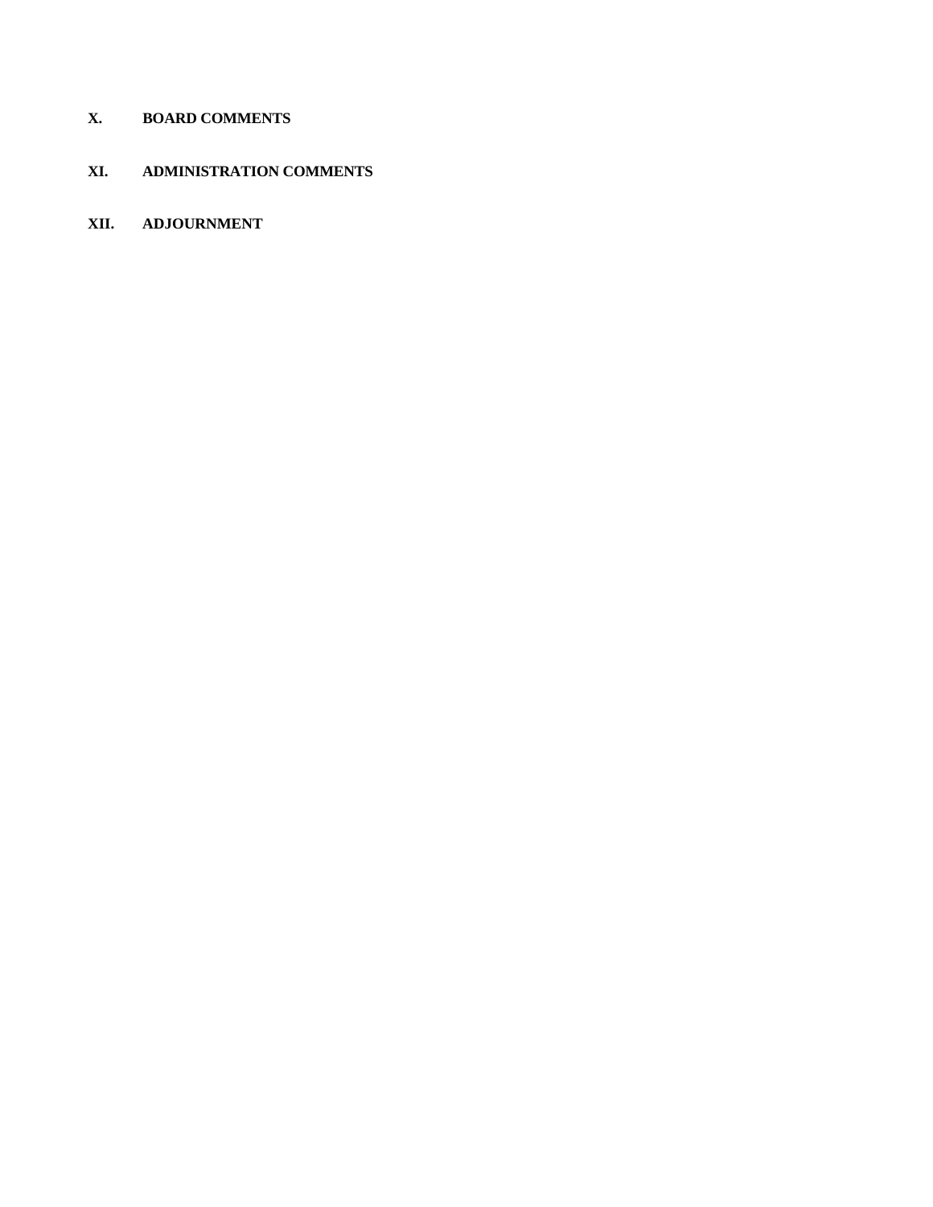**X. BOARD COMMENTS**

**XI. ADMINISTRATION COMMENTS**

**XII. ADJOURNMENT**